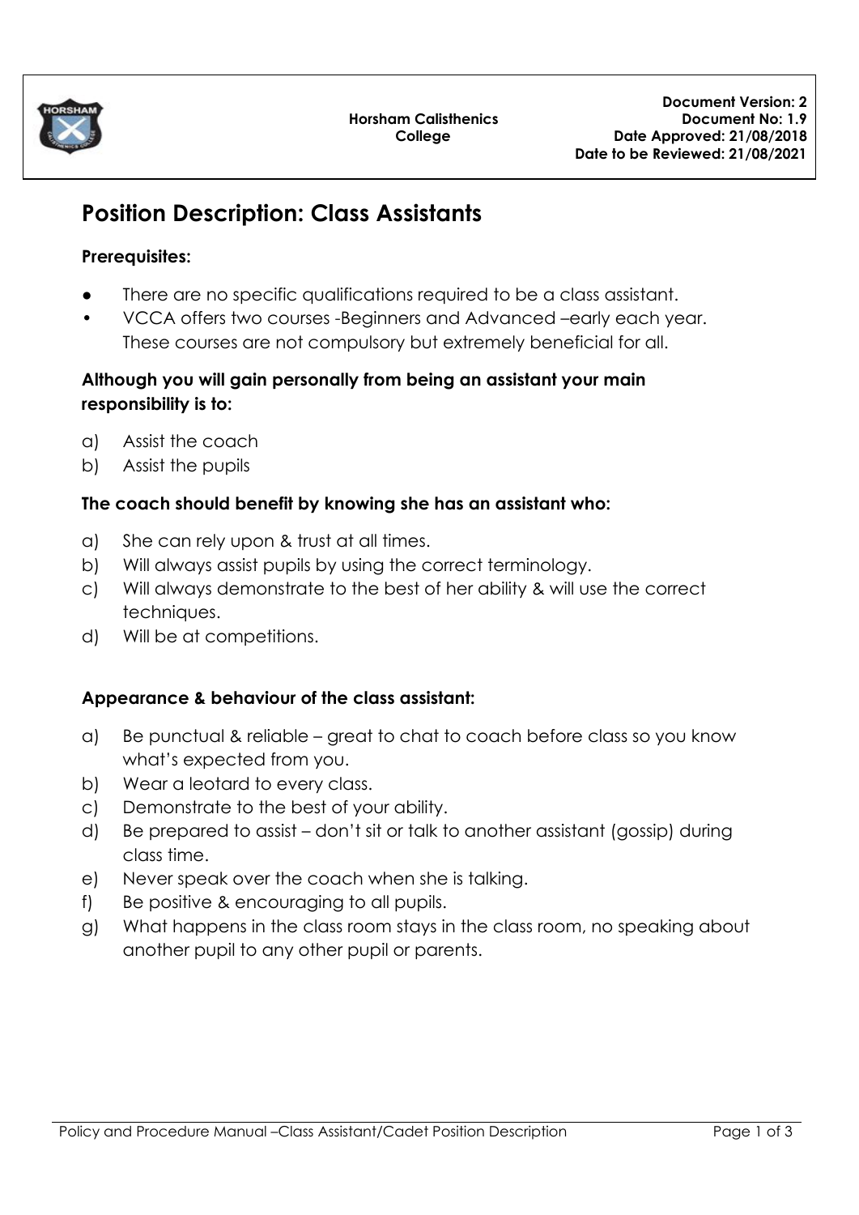Horsham Calisthenics College

**Document Version: 2**
**Document No: 1.9**
**Date Approved: 21/08/2018**
**Date to be Reviewed: 21/08/2021**

# Position Description: Class Assistants

**Prerequisites:**

- There are no specific qualifications required to be a class assistant.
- VCCA offers two courses -Beginners and Advanced –early each year. These courses are not compulsory but extremely beneficial for all.

**Although you will gain personally from being an assistant your main responsibility is to:**

a) Assist the coach
b) Assist the pupils

**The coach should benefit by knowing she has an assistant who:**

a) She can rely upon & trust at all times.
b) Will always assist pupils by using the correct terminology.
c) Will always demonstrate to the best of her ability & will use the correct techniques.
d) Will be at competitions.

**Appearance & behaviour of the class assistant:**

a) Be punctual & reliable – great to chat to coach before class so you know what's expected from you.
b) Wear a leotard to every class.
c) Demonstrate to the best of your ability.
d) Be prepared to assist – don't sit or talk to another assistant (gossip) during class time.
e) Never speak over the coach when she is talking.
f) Be positive & encouraging to all pupils.
g) What happens in the class room stays in the class room, no speaking about another pupil to any other pupil or parents.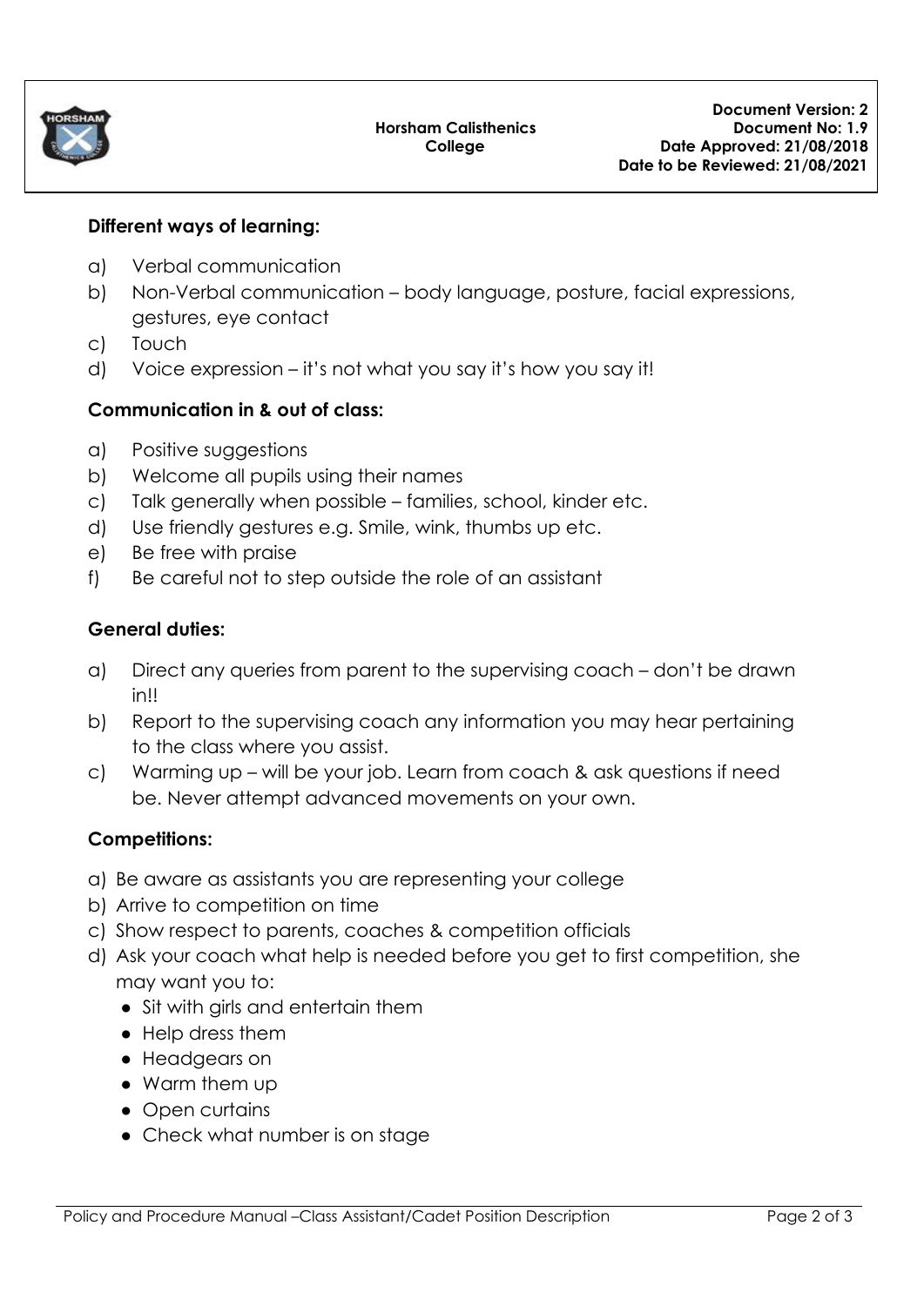**Different ways of learning:**

a) Verbal communication
b) Non-Verbal communication – body language, posture, facial expressions, gestures, eye contact
c) Touch
d) Voice expression – it's not what you say it's how you say it!

**Communication in & out of class:**

a) Positive suggestions
b) Welcome all pupils using their names
c) Talk generally when possible – families, school, kinder etc.
d) Use friendly gestures e.g. Smile, wink, thumbs up etc.
e) Be free with praise
f) Be careful not to step outside the role of an assistant

**General duties:**

a) Direct any queries from parent to the supervising coach – don't be drawn in!!
b) Report to the supervising coach any information you may hear pertaining to the class where you assist.
c) Warming up – will be your job. Learn from coach & ask questions if need be. Never attempt advanced movements on your own.

**Competitions:**

a) Be aware as assistants you are representing your college
b) Arrive to competition on time
c) Show respect to parents, coaches & competition officials
d) Ask your coach what help is needed before you get to first competition, she may want you to:
   - Sit with girls and entertain them
   - Help dress them
   - Headgears on
   - Warm them up
   - Open curtains
   - Check what number is on stage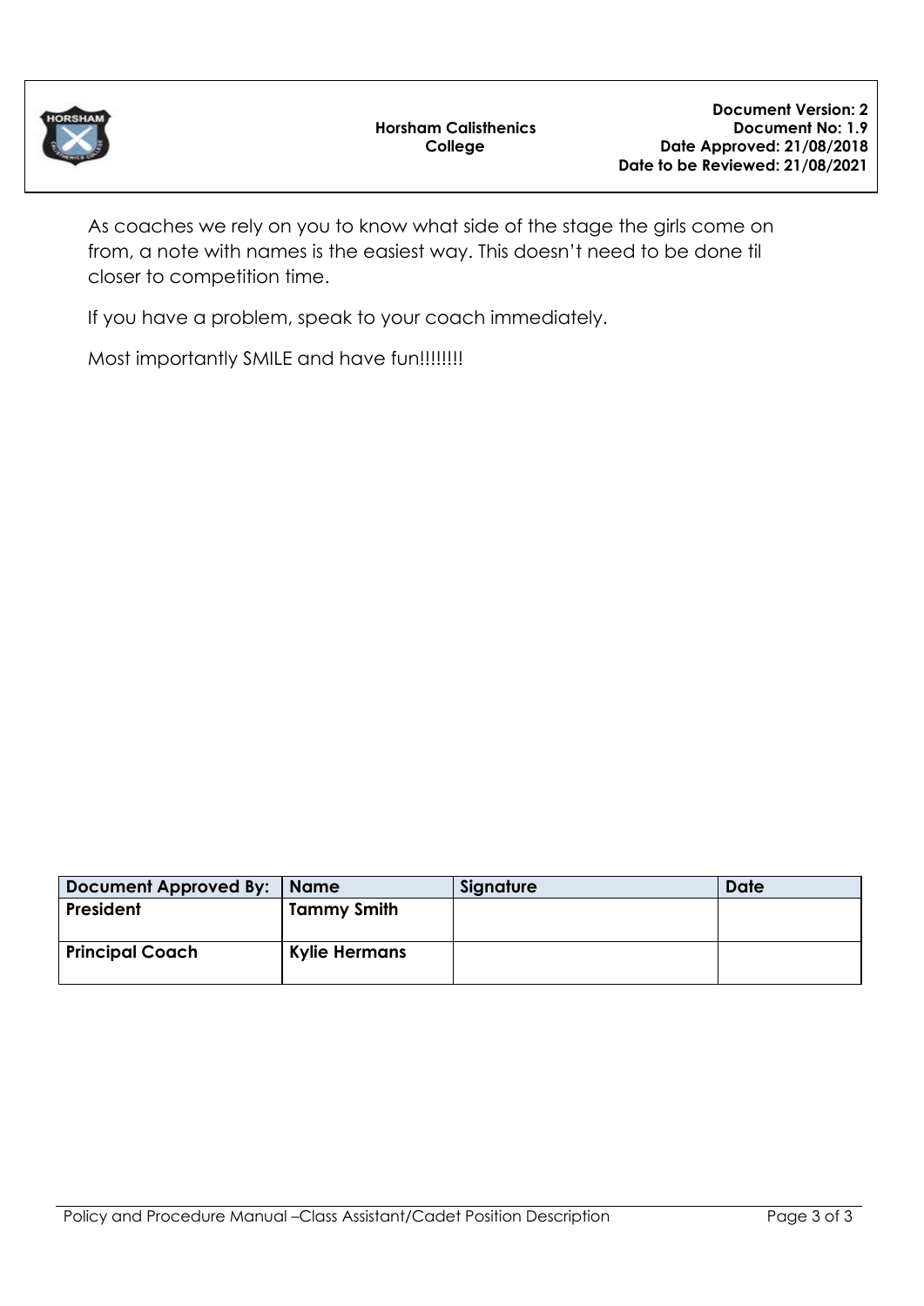As coaches we rely on you to know what side of the stage the girls come on from, a note with names is the easiest way. This doesn't need to be done til closer to competition time.

If you have a problem, speak to your coach immediately.

Most importantly SMILE and have fun!!!!!!!!

| Document Approved By: | Name | Signature | Date |
| --- | --- | --- | --- |
| **President** | **Tammy Smith** | | |
| **Principal Coach** | **Kylie Hermans** | | |